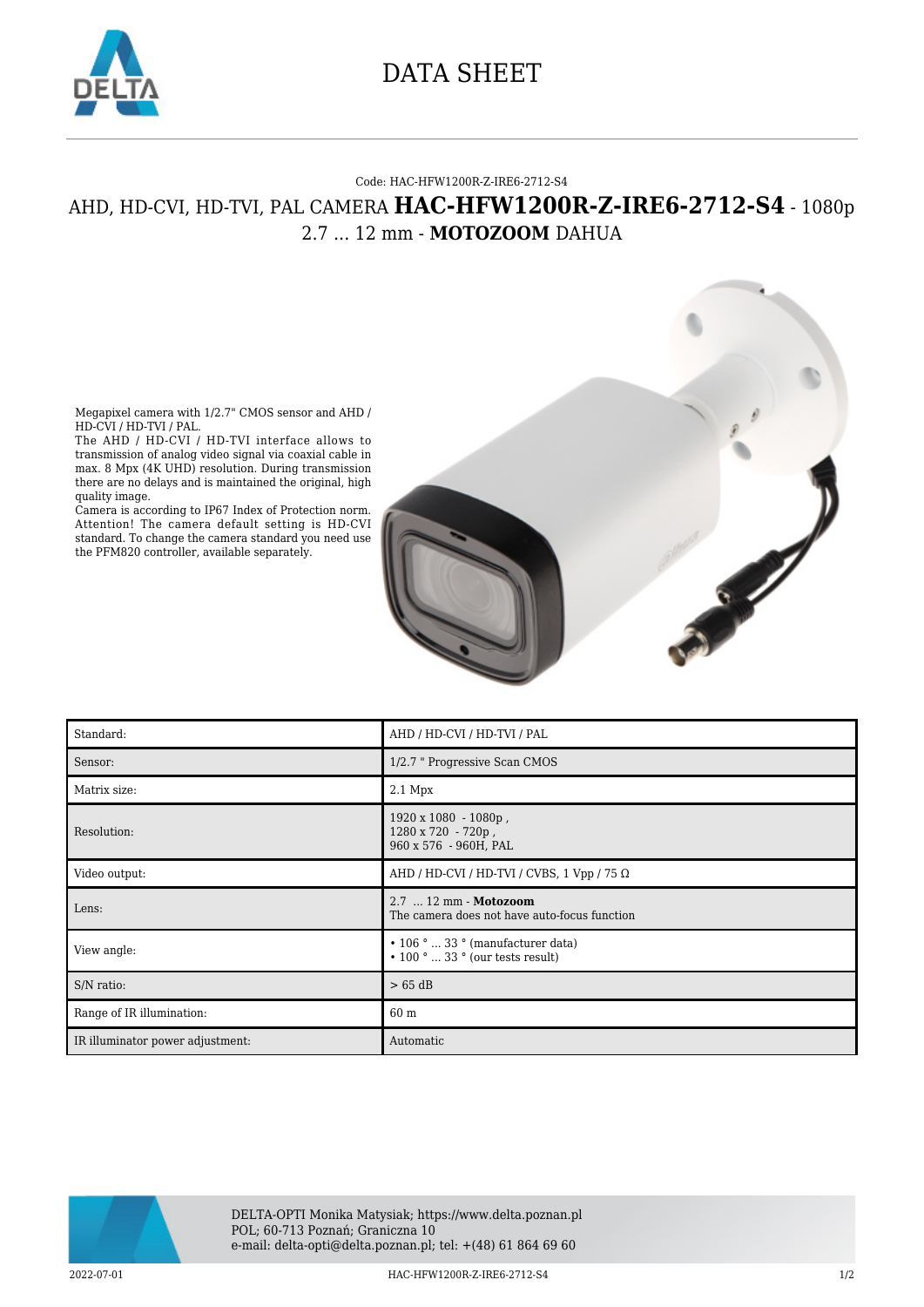# DATA SHEET

Code: HAC-HFW1200R-Z-IRE6-2712-S4

## AHD, HD-CVI, HD-TVI, PAL CAMERA **HAC-HFW1200R-Z-IRE6-2712-S4** - 1080p 2.7 ... 12 mm - **MOTOZOOM** DAHUA

Megapixel camera with 1/2.7" CMOS sensor and AHD / HD-CVI / HD-TVI / PAL.
The AHD / HD-CVI / HD-TVI interface allows to transmission of analog video signal via coaxial cable in max. 8 Mpx (4K UHD) resolution. During transmission there are no delays and is maintained the original, high quality image.
Camera is according to IP67 Index of Protection norm.
Attention! The camera default setting is HD-CVI standard. To change the camera standard you need use the PFM820 controller, available separately.

| | |
|---|---|
| Standard: | AHD / HD-CVI / HD-TVI / PAL |
| Sensor: | 1/2.7 " Progressive Scan CMOS |
| Matrix size: | 2.1 Mpx |
| Resolution: | 1920 x 1080 - 1080p ,<br>1280 x 720 - 720p ,<br>960 x 576 - 960H, PAL |
| Video output: | AHD / HD-CVI / HD-TVI / CVBS, 1 Vpp / 75 Ω |
| Lens: | 2.7 ... 12 mm - **Motozoom**<br>The camera does not have auto-focus function |
| View angle: | • 106 ° ... 33 ° (manufacturer data)<br>• 100 ° ... 33 ° (our tests result) |
| S/N ratio: | > 65 dB |
| Range of IR illumination: | 60 m |
| IR illuminator power adjustment: | Automatic |

DELTA-OPTI Monika Matysiak; https://www.delta.poznan.pl
POL; 60-713 Poznań; Graniczna 10
e-mail: delta-opti@delta.poznan.pl; tel: +(48) 61 864 69 60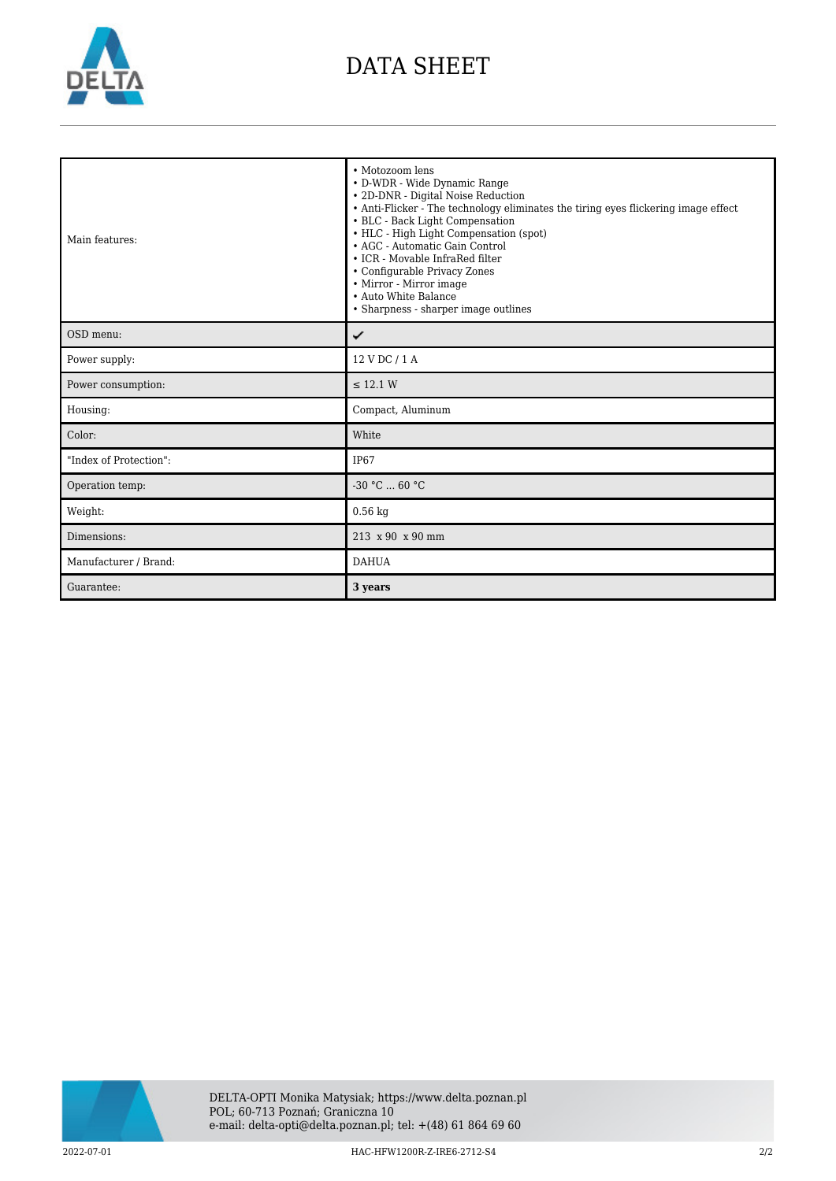# DATA SHEET

| | |
|---|---|
| Main features: | • Motozoom lens<br>• D-WDR - Wide Dynamic Range<br>• 2D-DNR - Digital Noise Reduction<br>• Anti-Flicker - The technology eliminates the tiring eyes flickering image effect<br>• BLC - Back Light Compensation<br>• HLC - High Light Compensation (spot)<br>• AGC - Automatic Gain Control<br>• ICR - Movable InfraRed filter<br>• Configurable Privacy Zones<br>• Mirror - Mirror image<br>• Auto White Balance<br>• Sharpness - sharper image outlines |
| OSD menu: | ✔ |
| Power supply: | 12 V DC / 1 A |
| Power consumption: | ≤ 12.1 W |
| Housing: | Compact, Aluminum |
| Color: | White |
| "Index of Protection": | IP67 |
| Operation temp: | -30 °C ... 60 °C |
| Weight: | 0.56 kg |
| Dimensions: | 213 x 90 x 90 mm |
| Manufacturer / Brand: | DAHUA |
| Guarantee: | **3 years** |

DELTA-OPTI Monika Matysiak; https://www.delta.poznan.pl
POL; 60-713 Poznań; Graniczna 10
e-mail: delta-opti@delta.poznan.pl; tel: +(48) 61 864 69 60

2022-07-01 HAC-HFW1200R-Z-IRE6-2712-S4